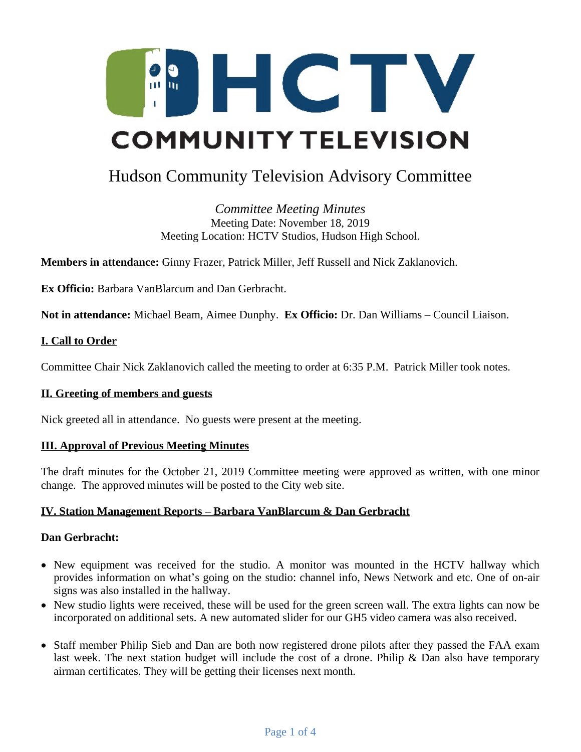HCTV COMMUNITY TELEVISION

# Hudson Community Television Advisory Committee

*Committee Meeting Minutes*
Meeting Date: November 18, 2019
Meeting Location: HCTV Studios, Hudson High School.

**Members in attendance:** Ginny Frazer, Patrick Miller, Jeff Russell and Nick Zaklanovich.

**Ex Officio:** Barbara VanBlarcum and Dan Gerbracht.

**Not in attendance:** Michael Beam, Aimee Dunphy. **Ex Officio:** Dr. Dan Williams – Council Liaison.

## I. Call to Order

Committee Chair Nick Zaklanovich called the meeting to order at 6:35 P.M. Patrick Miller took notes.

## II. Greeting of members and guests

Nick greeted all in attendance. No guests were present at the meeting.

## III. Approval of Previous Meeting Minutes

The draft minutes for the October 21, 2019 Committee meeting were approved as written, with one minor change. The approved minutes will be posted to the City web site.

## IV. Station Management Reports – Barbara VanBlarcum & Dan Gerbracht

**Dan Gerbracht:**

- New equipment was received for the studio. A monitor was mounted in the HCTV hallway which provides information on what's going on the studio: channel info, News Network and etc. One of on-air signs was also installed in the hallway.
- New studio lights were received, these will be used for the green screen wall. The extra lights can now be incorporated on additional sets. A new automated slider for our GH5 video camera was also received.
- Staff member Philip Sieb and Dan are both now registered drone pilots after they passed the FAA exam last week. The next station budget will include the cost of a drone. Philip & Dan also have temporary airman certificates. They will be getting their licenses next month.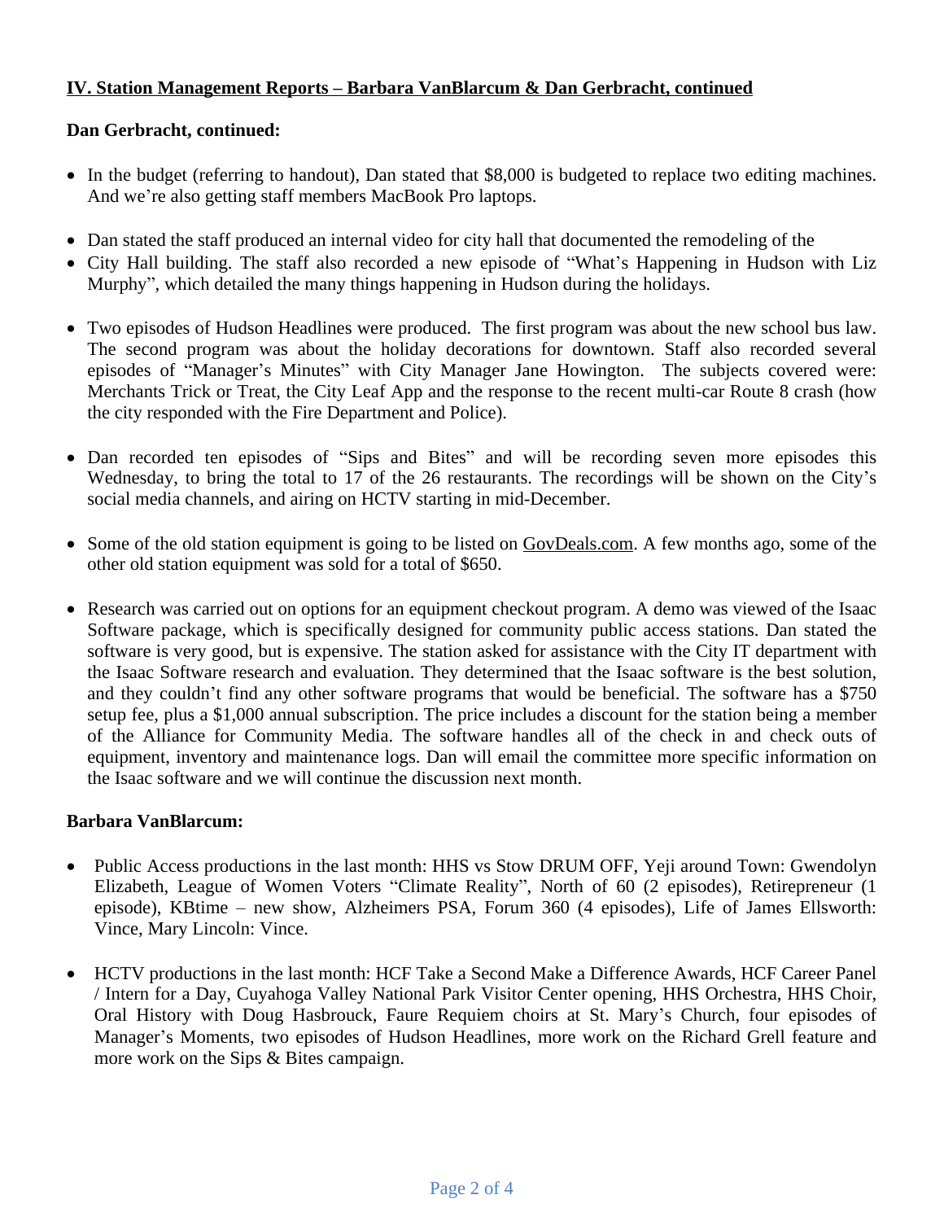**IV. Station Management Reports – Barbara VanBlarcum & Dan Gerbracht, continued**

**Dan Gerbracht, continued:**

- In the budget (referring to handout), Dan stated that $8,000 is budgeted to replace two editing machines. And we're also getting staff members MacBook Pro laptops.

- Dan stated the staff produced an internal video for city hall that documented the remodeling of the
- City Hall building. The staff also recorded a new episode of "What's Happening in Hudson with Liz Murphy", which detailed the many things happening in Hudson during the holidays.

- Two episodes of Hudson Headlines were produced. The first program was about the new school bus law. The second program was about the holiday decorations for downtown. Staff also recorded several episodes of "Manager's Minutes" with City Manager Jane Howington. The subjects covered were: Merchants Trick or Treat, the City Leaf App and the response to the recent multi-car Route 8 crash (how the city responded with the Fire Department and Police).

- Dan recorded ten episodes of "Sips and Bites" and will be recording seven more episodes this Wednesday, to bring the total to 17 of the 26 restaurants. The recordings will be shown on the City's social media channels, and airing on HCTV starting in mid-December.

- Some of the old station equipment is going to be listed on GovDeals.com. A few months ago, some of the other old station equipment was sold for a total of $650.

- Research was carried out on options for an equipment checkout program. A demo was viewed of the Isaac Software package, which is specifically designed for community public access stations. Dan stated the software is very good, but is expensive. The station asked for assistance with the City IT department with the Isaac Software research and evaluation. They determined that the Isaac software is the best solution, and they couldn't find any other software programs that would be beneficial. The software has a $750 setup fee, plus a $1,000 annual subscription. The price includes a discount for the station being a member of the Alliance for Community Media. The software handles all of the check in and check outs of equipment, inventory and maintenance logs. Dan will email the committee more specific information on the Isaac software and we will continue the discussion next month.

**Barbara VanBlarcum:**

- Public Access productions in the last month: HHS vs Stow DRUM OFF, Yeji around Town: Gwendolyn Elizabeth, League of Women Voters "Climate Reality", North of 60 (2 episodes), Retirepreneur (1 episode), KBtime – new show, Alzheimers PSA, Forum 360 (4 episodes), Life of James Ellsworth: Vince, Mary Lincoln: Vince.

- HCTV productions in the last month: HCF Take a Second Make a Difference Awards, HCF Career Panel / Intern for a Day, Cuyahoga Valley National Park Visitor Center opening, HHS Orchestra, HHS Choir, Oral History with Doug Hasbrouck, Faure Requiem choirs at St. Mary's Church, four episodes of Manager's Moments, two episodes of Hudson Headlines, more work on the Richard Grell feature and more work on the Sips & Bites campaign.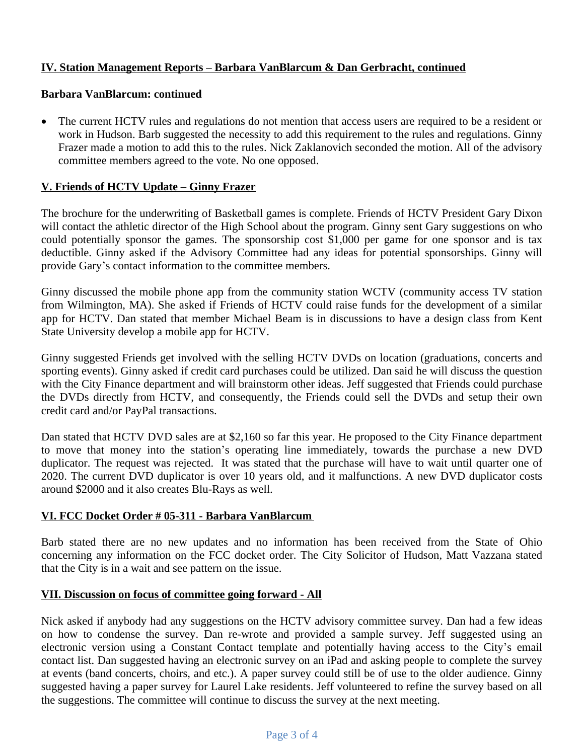## IV. Station Management Reports – Barbara VanBlarcum & Dan Gerbracht, continued

**Barbara VanBlarcum: continued**

- The current HCTV rules and regulations do not mention that access users are required to be a resident or work in Hudson. Barb suggested the necessity to add this requirement to the rules and regulations. Ginny Frazer made a motion to add this to the rules. Nick Zaklanovich seconded the motion. All of the advisory committee members agreed to the vote. No one opposed.

## V. Friends of HCTV Update – Ginny Frazer

The brochure for the underwriting of Basketball games is complete. Friends of HCTV President Gary Dixon will contact the athletic director of the High School about the program. Ginny sent Gary suggestions on who could potentially sponsor the games. The sponsorship cost $1,000 per game for one sponsor and is tax deductible. Ginny asked if the Advisory Committee had any ideas for potential sponsorships. Ginny will provide Gary's contact information to the committee members.

Ginny discussed the mobile phone app from the community station WCTV (community access TV station from Wilmington, MA). She asked if Friends of HCTV could raise funds for the development of a similar app for HCTV. Dan stated that member Michael Beam is in discussions to have a design class from Kent State University develop a mobile app for HCTV.

Ginny suggested Friends get involved with the selling HCTV DVDs on location (graduations, concerts and sporting events). Ginny asked if credit card purchases could be utilized. Dan said he will discuss the question with the City Finance department and will brainstorm other ideas. Jeff suggested that Friends could purchase the DVDs directly from HCTV, and consequently, the Friends could sell the DVDs and setup their own credit card and/or PayPal transactions.

Dan stated that HCTV DVD sales are at $2,160 so far this year. He proposed to the City Finance department to move that money into the station's operating line immediately, towards the purchase a new DVD duplicator. The request was rejected. It was stated that the purchase will have to wait until quarter one of 2020. The current DVD duplicator is over 10 years old, and it malfunctions. A new DVD duplicator costs around $2000 and it also creates Blu-Rays as well.

## VI. FCC Docket Order # 05-311 - Barbara VanBlarcum

Barb stated there are no new updates and no information has been received from the State of Ohio concerning any information on the FCC docket order. The City Solicitor of Hudson, Matt Vazzana stated that the City is in a wait and see pattern on the issue.

## VII. Discussion on focus of committee going forward - All

Nick asked if anybody had any suggestions on the HCTV advisory committee survey. Dan had a few ideas on how to condense the survey. Dan re-wrote and provided a sample survey. Jeff suggested using an electronic version using a Constant Contact template and potentially having access to the City's email contact list. Dan suggested having an electronic survey on an iPad and asking people to complete the survey at events (band concerts, choirs, and etc.). A paper survey could still be of use to the older audience. Ginny suggested having a paper survey for Laurel Lake residents. Jeff volunteered to refine the survey based on all the suggestions. The committee will continue to discuss the survey at the next meeting.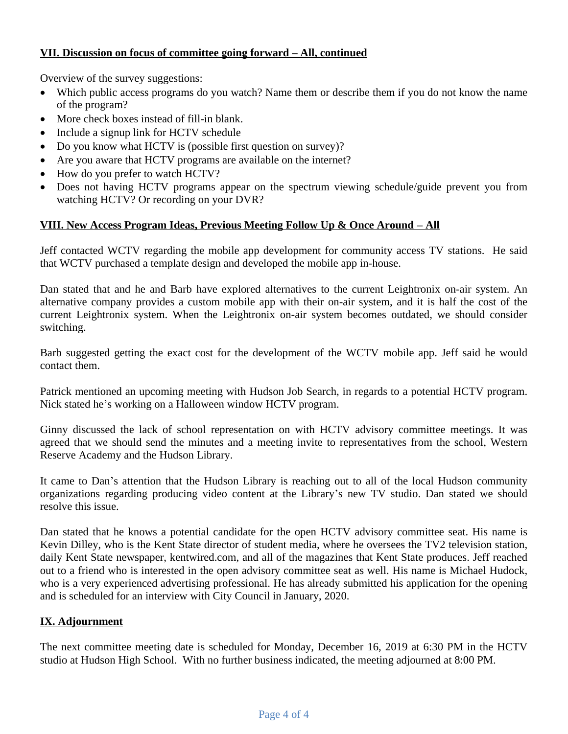**VII. Discussion on focus of committee going forward – All, continued**

Overview of the survey suggestions:

- Which public access programs do you watch? Name them or describe them if you do not know the name of the program?
- More check boxes instead of fill-in blank.
- Include a signup link for HCTV schedule
- Do you know what HCTV is (possible first question on survey)?
- Are you aware that HCTV programs are available on the internet?
- How do you prefer to watch HCTV?
- Does not having HCTV programs appear on the spectrum viewing schedule/guide prevent you from watching HCTV? Or recording on your DVR?

**VIII. New Access Program Ideas, Previous Meeting Follow Up & Once Around – All**

Jeff contacted WCTV regarding the mobile app development for community access TV stations. He said that WCTV purchased a template design and developed the mobile app in-house.

Dan stated that and he and Barb have explored alternatives to the current Leightronix on-air system. An alternative company provides a custom mobile app with their on-air system, and it is half the cost of the current Leightronix system. When the Leightronix on-air system becomes outdated, we should consider switching.

Barb suggested getting the exact cost for the development of the WCTV mobile app. Jeff said he would contact them.

Patrick mentioned an upcoming meeting with Hudson Job Search, in regards to a potential HCTV program. Nick stated he's working on a Halloween window HCTV program.

Ginny discussed the lack of school representation on with HCTV advisory committee meetings. It was agreed that we should send the minutes and a meeting invite to representatives from the school, Western Reserve Academy and the Hudson Library.

It came to Dan's attention that the Hudson Library is reaching out to all of the local Hudson community organizations regarding producing video content at the Library's new TV studio. Dan stated we should resolve this issue.

Dan stated that he knows a potential candidate for the open HCTV advisory committee seat. His name is Kevin Dilley, who is the Kent State director of student media, where he oversees the TV2 television station, daily Kent State newspaper, kentwired.com, and all of the magazines that Kent State produces. Jeff reached out to a friend who is interested in the open advisory committee seat as well. His name is Michael Hudock, who is a very experienced advertising professional. He has already submitted his application for the opening and is scheduled for an interview with City Council in January, 2020.

**IX. Adjournment**

The next committee meeting date is scheduled for Monday, December 16, 2019 at 6:30 PM in the HCTV studio at Hudson High School. With no further business indicated, the meeting adjourned at 8:00 PM.